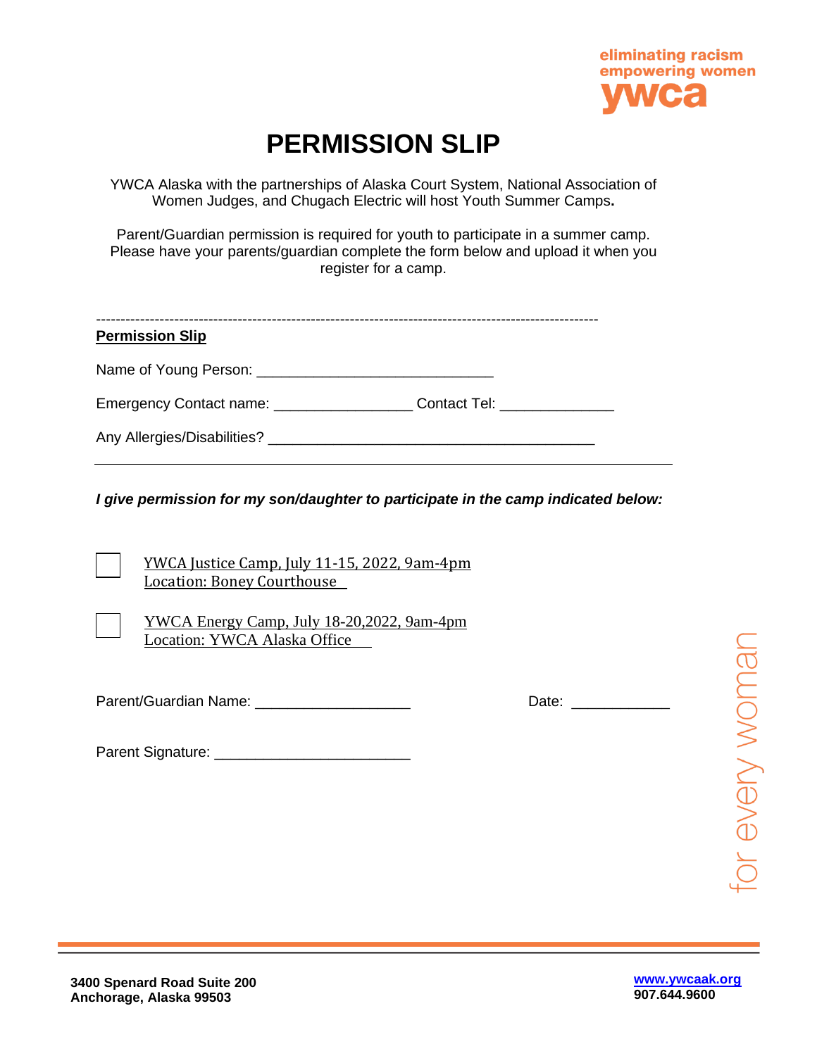eliminating racism
empowering women
ywca

# PERMISSION SLIP

YWCA Alaska with the partnerships of Alaska Court System, National Association of Women Judges, and Chugach Electric will host Youth Summer Camps**.**

Parent/Guardian permission is required for youth to participate in a summer camp. Please have your parents/guardian complete the form below and upload it when you register for a camp.

----------------------------------------------------------------------------------------------------

**Permission Slip**

Name of Young Person: ______________________________

Emergency Contact name: _________________ Contact Tel: ______________

Any Allergies/Disabilities? _________________________________________

***I give permission for my son/daughter to participate in the camp indicated below:***

☐ YWCA Justice Camp, July 11-15, 2022, 9am-4pm
Location: Boney Courthouse

☐ YWCA Energy Camp, July 18-20,2022, 9am-4pm
Location: YWCA Alaska Office

Parent/Guardian Name: ___________________ Date: ____________

Parent Signature: ________________________

for every woman

**3400 Spenard Road Suite 200**
**Anchorage, Alaska 99503**

**www.ywcaak.org**
**907.644.9600**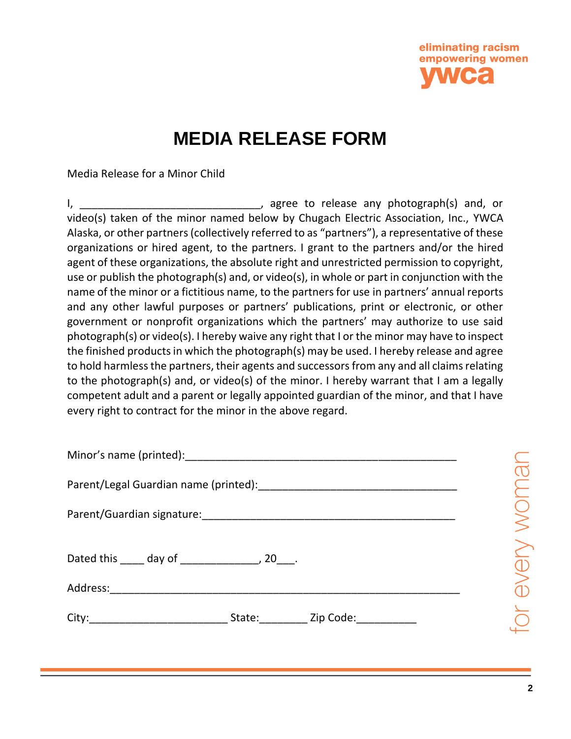eliminating racism
empowering women
ywca

# MEDIA RELEASE FORM

Media Release for a Minor Child

I, ______________________________, agree to release any photograph(s) and, or video(s) taken of the minor named below by Chugach Electric Association, Inc., YWCA Alaska, or other partners (collectively referred to as "partners"), a representative of these organizations or hired agent, to the partners. I grant to the partners and/or the hired agent of these organizations, the absolute right and unrestricted permission to copyright, use or publish the photograph(s) and, or video(s), in whole or part in conjunction with the name of the minor or a fictitious name, to the partners for use in partners' annual reports and any other lawful purposes or partners' publications, print or electronic, or other government or nonprofit organizations which the partners' may authorize to use said photograph(s) or video(s). I hereby waive any right that I or the minor may have to inspect the finished products in which the photograph(s) may be used. I hereby release and agree to hold harmless the partners, their agents and successors from any and all claims relating to the photograph(s) and, or video(s) of the minor. I hereby warrant that I am a legally competent adult and a parent or legally appointed guardian of the minor, and that I have every right to contract for the minor in the above regard.

Minor's name (printed):_____________________________________________

Parent/Legal Guardian name (printed):________________________________

Parent/Guardian signature:__________________________________________

Dated this ____ day of _____________, 20___.

Address:_________________________________________________________

City:_______________________ State:________ Zip Code:__________

for every woman